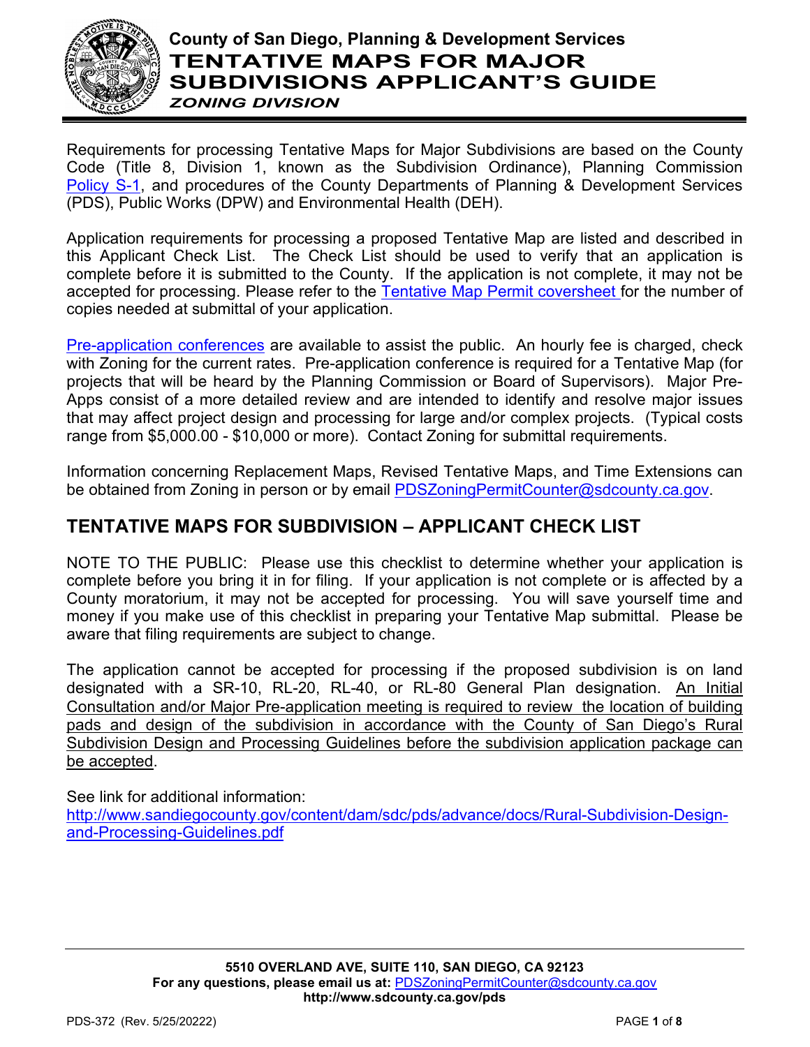# County of San Diego, Planning & Development Services
# TENTATIVE MAPS FOR MAJOR SUBDIVISIONS APPLICANT'S GUIDE
***ZONING DIVISION***

Requirements for processing Tentative Maps for Major Subdivisions are based on the County Code (Title 8, Division 1, known as the Subdivision Ordinance), Planning Commission Policy S-1, and procedures of the County Departments of Planning & Development Services (PDS), Public Works (DPW) and Environmental Health (DEH).

Application requirements for processing a proposed Tentative Map are listed and described in this Applicant Check List. The Check List should be used to verify that an application is complete before it is submitted to the County. If the application is not complete, it may not be accepted for processing. Please refer to the Tentative Map Permit coversheet for the number of copies needed at submittal of your application.

Pre-application conferences are available to assist the public. An hourly fee is charged, check with Zoning for the current rates. Pre-application conference is required for a Tentative Map (for projects that will be heard by the Planning Commission or Board of Supervisors). Major Pre-Apps consist of a more detailed review and are intended to identify and resolve major issues that may affect project design and processing for large and/or complex projects. (Typical costs range from $5,000.00 - $10,000 or more). Contact Zoning for submittal requirements.

Information concerning Replacement Maps, Revised Tentative Maps, and Time Extensions can be obtained from Zoning in person or by email PDSZoningPermitCounter@sdcounty.ca.gov.

## TENTATIVE MAPS FOR SUBDIVISION – APPLICANT CHECK LIST

NOTE TO THE PUBLIC: Please use this checklist to determine whether your application is complete before you bring it in for filing. If your application is not complete or is affected by a County moratorium, it may not be accepted for processing. You will save yourself time and money if you make use of this checklist in preparing your Tentative Map submittal. Please be aware that filing requirements are subject to change.

The application cannot be accepted for processing if the proposed subdivision is on land designated with a SR-10, RL-20, RL-40, or RL-80 General Plan designation. An Initial Consultation and/or Major Pre-application meeting is required to review the location of building pads and design of the subdivision in accordance with the County of San Diego's Rural Subdivision Design and Processing Guidelines before the subdivision application package can be accepted.

See link for additional information:
http://www.sandiegocounty.gov/content/dam/sdc/pds/advance/docs/Rural-Subdivision-Design-and-Processing-Guidelines.pdf

**5510 OVERLAND AVE, SUITE 110, SAN DIEGO, CA 92123**
**For any questions, please email us at:** PDSZoningPermitCounter@sdcounty.ca.gov
**http://www.sdcounty.ca.gov/pds**

PDS-372 (Rev. 5/25/20222)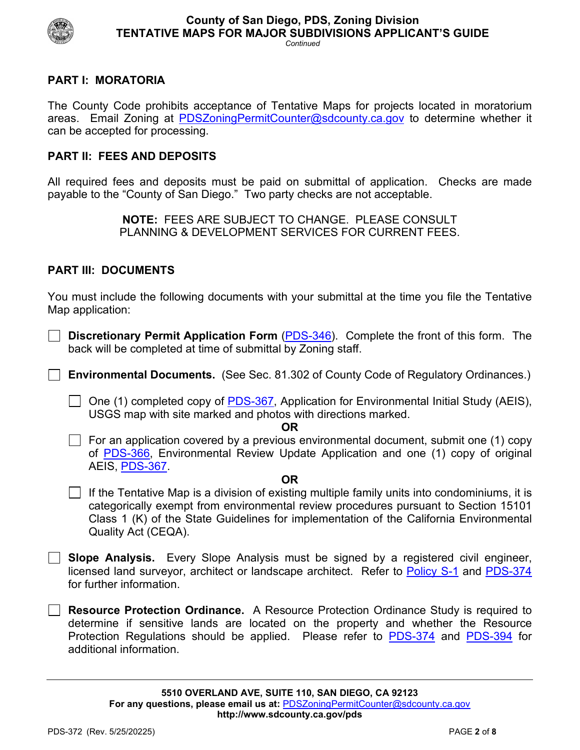## PART I: MORATORIA

The County Code prohibits acceptance of Tentative Maps for projects located in moratorium areas. Email Zoning at PDSZoningPermitCounter@sdcounty.ca.gov to determine whether it can be accepted for processing.

## PART II: FEES AND DEPOSITS

All required fees and deposits must be paid on submittal of application. Checks are made payable to the "County of San Diego." Two party checks are not acceptable.

**NOTE:** FEES ARE SUBJECT TO CHANGE. PLEASE CONSULT PLANNING & DEVELOPMENT SERVICES FOR CURRENT FEES.

## PART III: DOCUMENTS

You must include the following documents with your submittal at the time you file the Tentative Map application:

- [ ] **Discretionary Permit Application Form** (PDS-346). Complete the front of this form. The back will be completed at time of submittal by Zoning staff.

- [ ] **Environmental Documents.** (See Sec. 81.302 of County Code of Regulatory Ordinances.)

  - [ ] One (1) completed copy of PDS-367, Application for Environmental Initial Study (AEIS), USGS map with site marked and photos with directions marked.

    **OR**

  - [ ] For an application covered by a previous environmental document, submit one (1) copy of PDS-366, Environmental Review Update Application and one (1) copy of original AEIS, PDS-367.

    **OR**

  - [ ] If the Tentative Map is a division of existing multiple family units into condominiums, it is categorically exempt from environmental review procedures pursuant to Section 15101 Class 1 (K) of the State Guidelines for implementation of the California Environmental Quality Act (CEQA).

- [ ] **Slope Analysis.** Every Slope Analysis must be signed by a registered civil engineer, licensed land surveyor, architect or landscape architect. Refer to Policy S-1 and PDS-374 for further information.

- [ ] **Resource Protection Ordinance.** A Resource Protection Ordinance Study is required to determine if sensitive lands are located on the property and whether the Resource Protection Regulations should be applied. Please refer to PDS-374 and PDS-394 for additional information.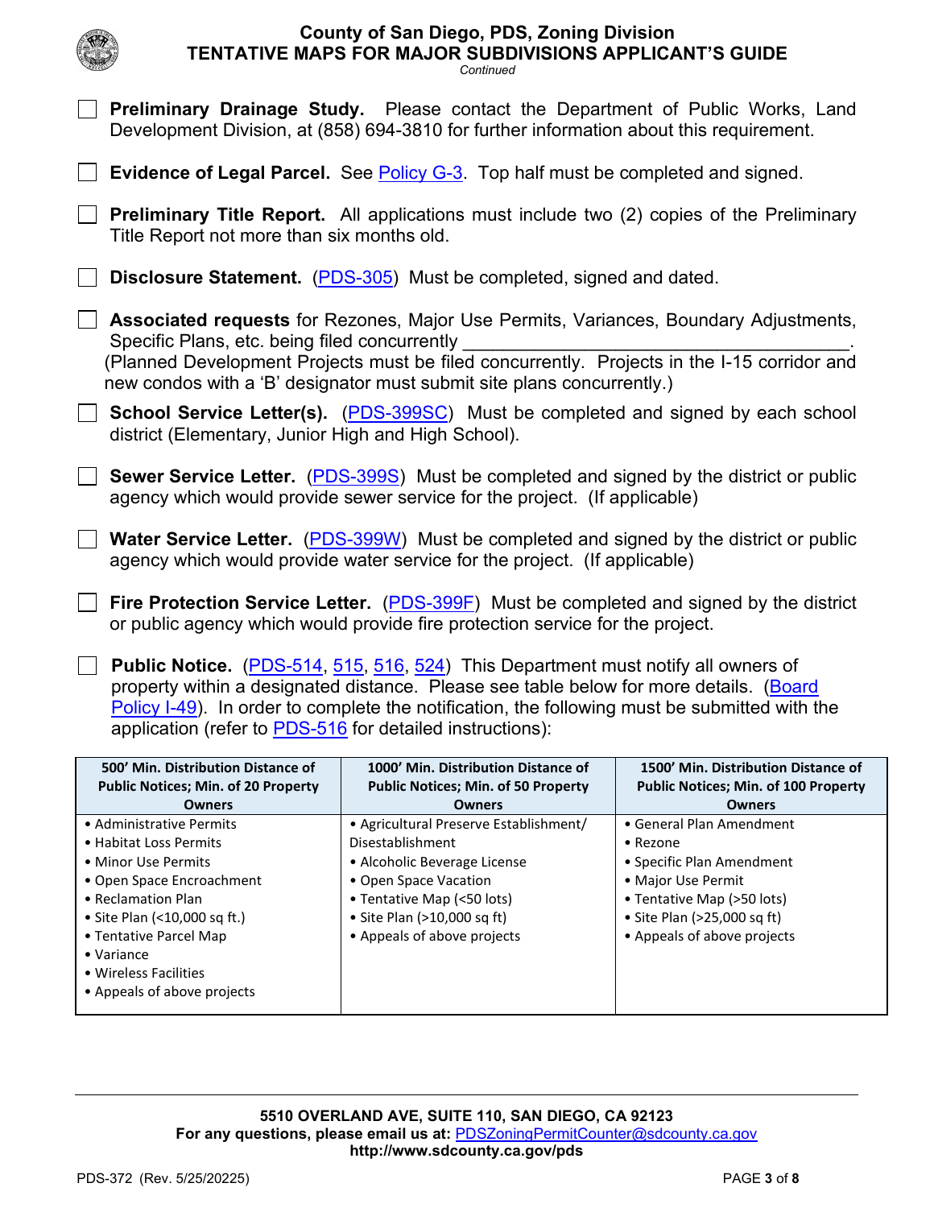☐ **Preliminary Drainage Study.** Please contact the Department of Public Works, Land Development Division, at (858) 694-3810 for further information about this requirement.

☐ **Evidence of Legal Parcel.** See Policy G-3. Top half must be completed and signed.

☐ **Preliminary Title Report.** All applications must include two (2) copies of the Preliminary Title Report not more than six months old.

☐ **Disclosure Statement.** (PDS-305) Must be completed, signed and dated.

☐ **Associated requests** for Rezones, Major Use Permits, Variances, Boundary Adjustments, Specific Plans, etc. being filed concurrently ______________________________.
(Planned Development Projects must be filed concurrently. Projects in the I-15 corridor and new condos with a 'B' designator must submit site plans concurrently.)

☐ **School Service Letter(s).** (PDS-399SC) Must be completed and signed by each school district (Elementary, Junior High and High School).

☐ **Sewer Service Letter.** (PDS-399S) Must be completed and signed by the district or public agency which would provide sewer service for the project. (If applicable)

☐ **Water Service Letter.** (PDS-399W) Must be completed and signed by the district or public agency which would provide water service for the project. (If applicable)

☐ **Fire Protection Service Letter.** (PDS-399F) Must be completed and signed by the district or public agency which would provide fire protection service for the project.

☐ **Public Notice.** (PDS-514, 515, 516, 524) This Department must notify all owners of property within a designated distance. Please see table below for more details. (Board Policy I-49). In order to complete the notification, the following must be submitted with the application (refer to PDS-516 for detailed instructions):

| 500' Min. Distribution Distance of Public Notices; Min. of 20 Property Owners | 1000' Min. Distribution Distance of Public Notices; Min. of 50 Property Owners | 1500' Min. Distribution Distance of Public Notices; Min. of 100 Property Owners |
|---|---|---|
| • Administrative Permits<br>• Habitat Loss Permits<br>• Minor Use Permits<br>• Open Space Encroachment<br>• Reclamation Plan<br>• Site Plan (<10,000 sq ft.)<br>• Tentative Parcel Map<br>• Variance<br>• Wireless Facilities<br>• Appeals of above projects | • Agricultural Preserve Establishment/ Disestablishment<br>• Alcoholic Beverage License<br>• Open Space Vacation<br>• Tentative Map (<50 lots)<br>• Site Plan (>10,000 sq ft)<br>• Appeals of above projects | • General Plan Amendment<br>• Rezone<br>• Specific Plan Amendment<br>• Major Use Permit<br>• Tentative Map (>50 lots)<br>• Site Plan (>25,000 sq ft)<br>• Appeals of above projects |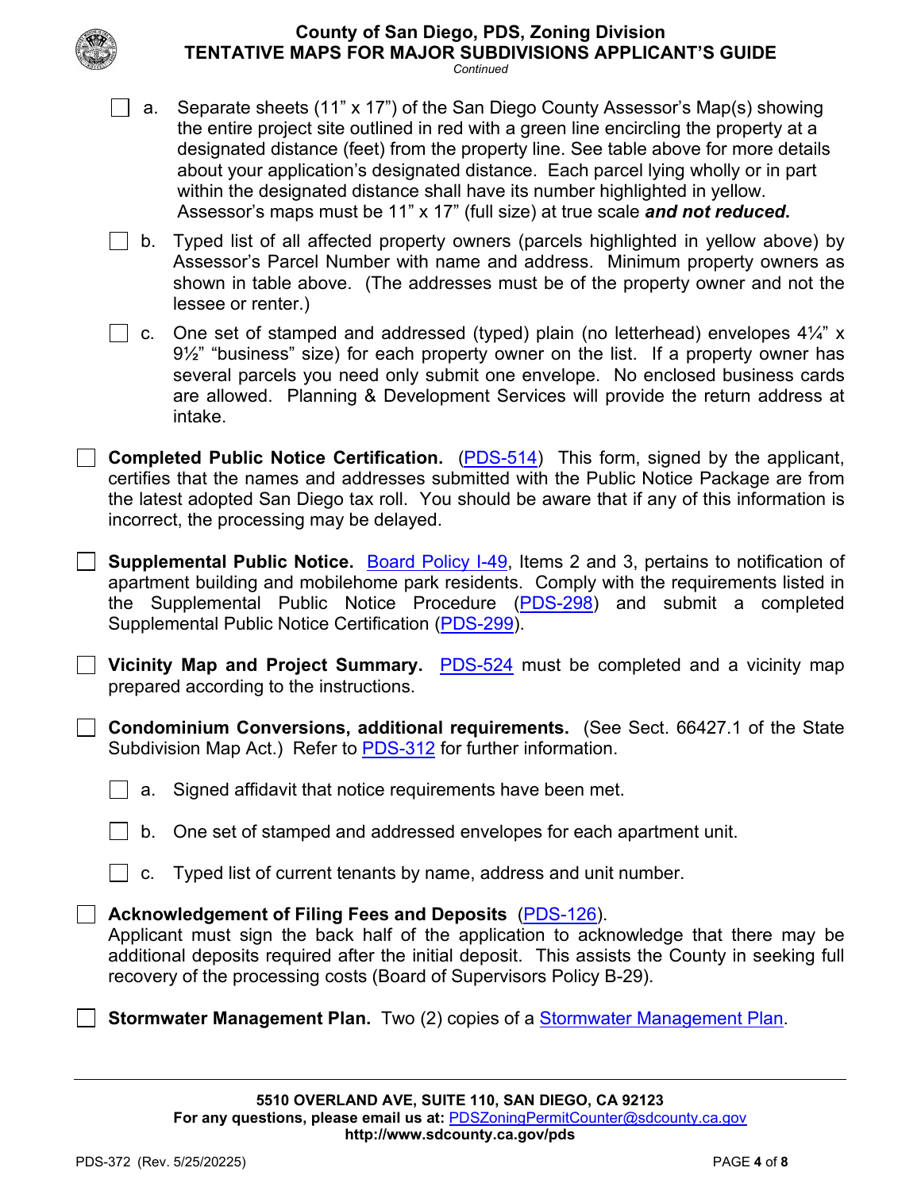- [ ] a. Separate sheets (11” x 17”) of the San Diego County Assessor’s Map(s) showing the entire project site outlined in red with a green line encircling the property at a designated distance (feet) from the property line. See table above for more details about your application’s designated distance. Each parcel lying wholly or in part within the designated distance shall have its number highlighted in yellow. Assessor’s maps must be 11” x 17” (full size) at true scale ***and not reduced*.**
- [ ] b. Typed list of all affected property owners (parcels highlighted in yellow above) by Assessor’s Parcel Number with name and address. Minimum property owners as shown in table above. (The addresses must be of the property owner and not the lessee or renter.)
- [ ] c. One set of stamped and addressed (typed) plain (no letterhead) envelopes 4¼” x 9½” “business” size) for each property owner on the list. If a property owner has several parcels you need only submit one envelope. No enclosed business cards are allowed. Planning & Development Services will provide the return address at intake.

- [ ] **Completed Public Notice Certification.** (PDS-514) This form, signed by the applicant, certifies that the names and addresses submitted with the Public Notice Package are from the latest adopted San Diego tax roll. You should be aware that if any of this information is incorrect, the processing may be delayed.

- [ ] **Supplemental Public Notice.** Board Policy I-49, Items 2 and 3, pertains to notification of apartment building and mobilehome park residents. Comply with the requirements listed in the Supplemental Public Notice Procedure (PDS-298) and submit a completed Supplemental Public Notice Certification (PDS-299).

- [ ] **Vicinity Map and Project Summary.** PDS-524 must be completed and a vicinity map prepared according to the instructions.

- [ ] **Condominium Conversions, additional requirements.** (See Sect. 66427.1 of the State Subdivision Map Act.) Refer to PDS-312 for further information.
  - [ ] a. Signed affidavit that notice requirements have been met.
  - [ ] b. One set of stamped and addressed envelopes for each apartment unit.
  - [ ] c. Typed list of current tenants by name, address and unit number.

- [ ] **Acknowledgement of Filing Fees and Deposits** (PDS-126). Applicant must sign the back half of the application to acknowledge that there may be additional deposits required after the initial deposit. This assists the County in seeking full recovery of the processing costs (Board of Supervisors Policy B-29).

- [ ] **Stormwater Management Plan.** Two (2) copies of a Stormwater Management Plan.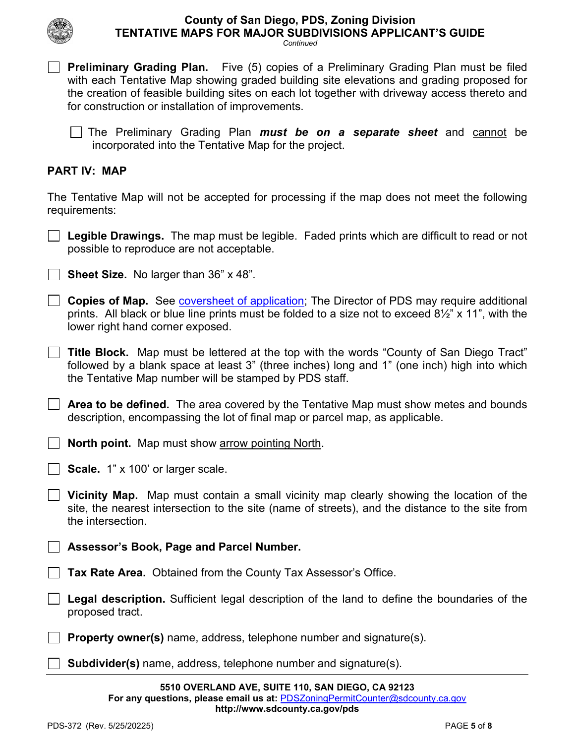- [ ] **Preliminary Grading Plan.** Five (5) copies of a Preliminary Grading Plan must be filed with each Tentative Map showing graded building site elevations and grading proposed for the creation of feasible building sites on each lot together with driveway access thereto and for construction or installation of improvements.

  - [ ] The Preliminary Grading Plan ***must be on a separate sheet*** and <u>cannot</u> be incorporated into the Tentative Map for the project.

## PART IV: MAP

The Tentative Map will not be accepted for processing if the map does not meet the following requirements:

- [ ] **Legible Drawings.** The map must be legible. Faded prints which are difficult to read or not possible to reproduce are not acceptable.

- [ ] **Sheet Size.** No larger than 36" x 48".

- [ ] **Copies of Map.** See [coversheet of application](); The Director of PDS may require additional prints. All black or blue line prints must be folded to a size not to exceed 8½" x 11", with the lower right hand corner exposed.

- [ ] **Title Block.** Map must be lettered at the top with the words "County of San Diego Tract" followed by a blank space at least 3" (three inches) long and 1" (one inch) high into which the Tentative Map number will be stamped by PDS staff.

- [ ] **Area to be defined.** The area covered by the Tentative Map must show metes and bounds description, encompassing the lot of final map or parcel map, as applicable.

- [ ] **North point.** Map must show <u>arrow pointing North</u>.

- [ ] **Scale.** 1" x 100' or larger scale.

- [ ] **Vicinity Map.** Map must contain a small vicinity map clearly showing the location of the site, the nearest intersection to the site (name of streets), and the distance to the site from the intersection.

- [ ] **Assessor's Book, Page and Parcel Number.**

- [ ] **Tax Rate Area.** Obtained from the County Tax Assessor's Office.

- [ ] **Legal description.** Sufficient legal description of the land to define the boundaries of the proposed tract.

- [ ] **Property owner(s)** name, address, telephone number and signature(s).

- [ ] **Subdivider(s)** name, address, telephone number and signature(s).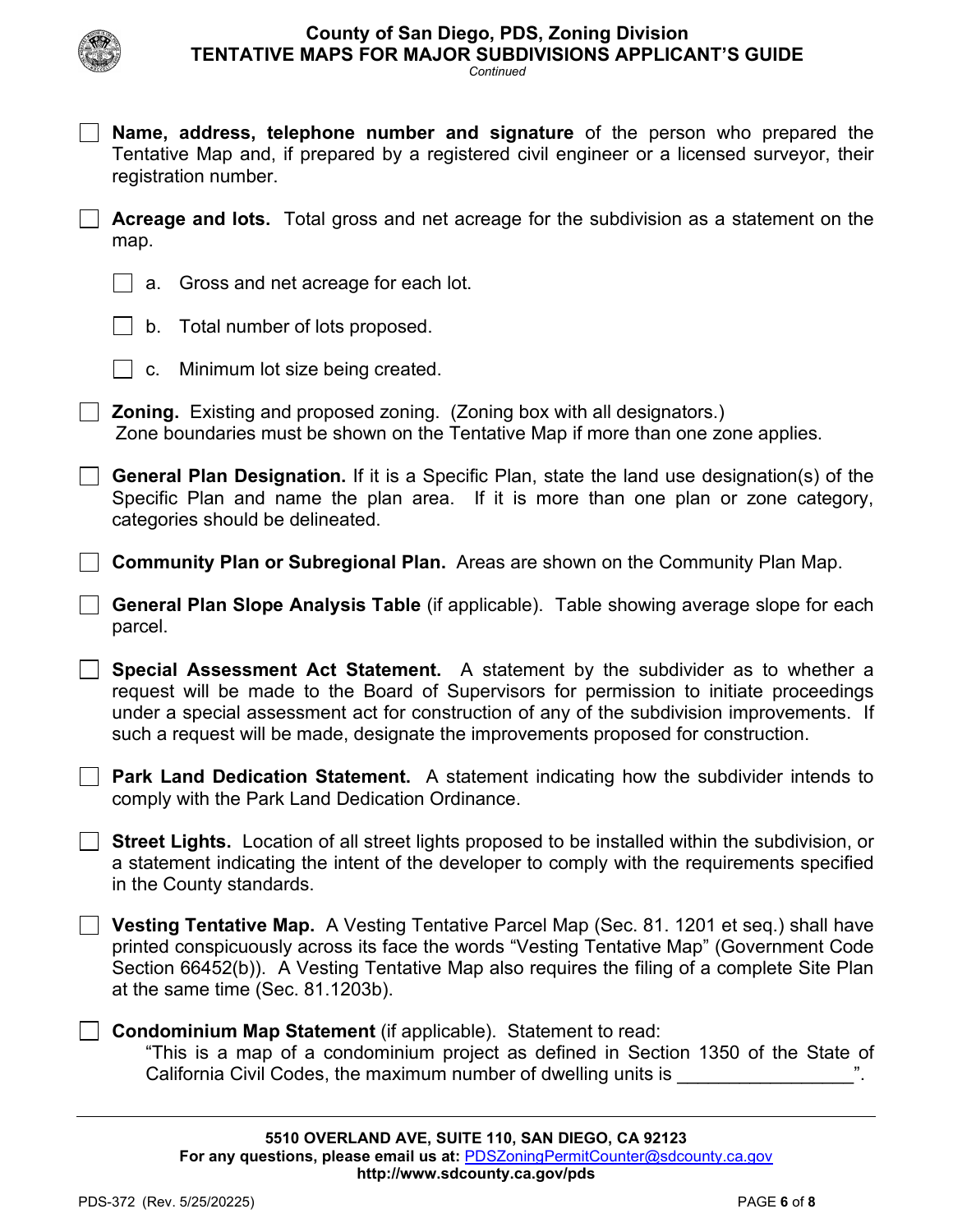- [ ] **Name, address, telephone number and signature** of the person who prepared the Tentative Map and, if prepared by a registered civil engineer or a licensed surveyor, their registration number.

- [ ] **Acreage and lots.** Total gross and net acreage for the subdivision as a statement on the map.

  - [ ] a. Gross and net acreage for each lot.

  - [ ] b. Total number of lots proposed.

  - [ ] c. Minimum lot size being created.

- [ ] **Zoning.** Existing and proposed zoning. (Zoning box with all designators.) Zone boundaries must be shown on the Tentative Map if more than one zone applies.

- [ ] **General Plan Designation.** If it is a Specific Plan, state the land use designation(s) of the Specific Plan and name the plan area. If it is more than one plan or zone category, categories should be delineated.

- [ ] **Community Plan or Subregional Plan.** Areas are shown on the Community Plan Map.

- [ ] **General Plan Slope Analysis Table** (if applicable). Table showing average slope for each parcel.

- [ ] **Special Assessment Act Statement.** A statement by the subdivider as to whether a request will be made to the Board of Supervisors for permission to initiate proceedings under a special assessment act for construction of any of the subdivision improvements. If such a request will be made, designate the improvements proposed for construction.

- [ ] **Park Land Dedication Statement.** A statement indicating how the subdivider intends to comply with the Park Land Dedication Ordinance.

- [ ] **Street Lights.** Location of all street lights proposed to be installed within the subdivision, or a statement indicating the intent of the developer to comply with the requirements specified in the County standards.

- [ ] **Vesting Tentative Map.** A Vesting Tentative Parcel Map (Sec. 81. 1201 et seq.) shall have printed conspicuously across its face the words "Vesting Tentative Map" (Government Code Section 66452(b)). A Vesting Tentative Map also requires the filing of a complete Site Plan at the same time (Sec. 81.1203b).

- [ ] **Condominium Map Statement** (if applicable). Statement to read:
  "This is a map of a condominium project as defined in Section 1350 of the State of California Civil Codes, the maximum number of dwelling units is ________________".

5510 OVERLAND AVE, SUITE 110, SAN DIEGO, CA 92123
For any questions, please email us at: PDSZoningPermitCounter@sdcounty.ca.gov
http://www.sdcounty.ca.gov/pds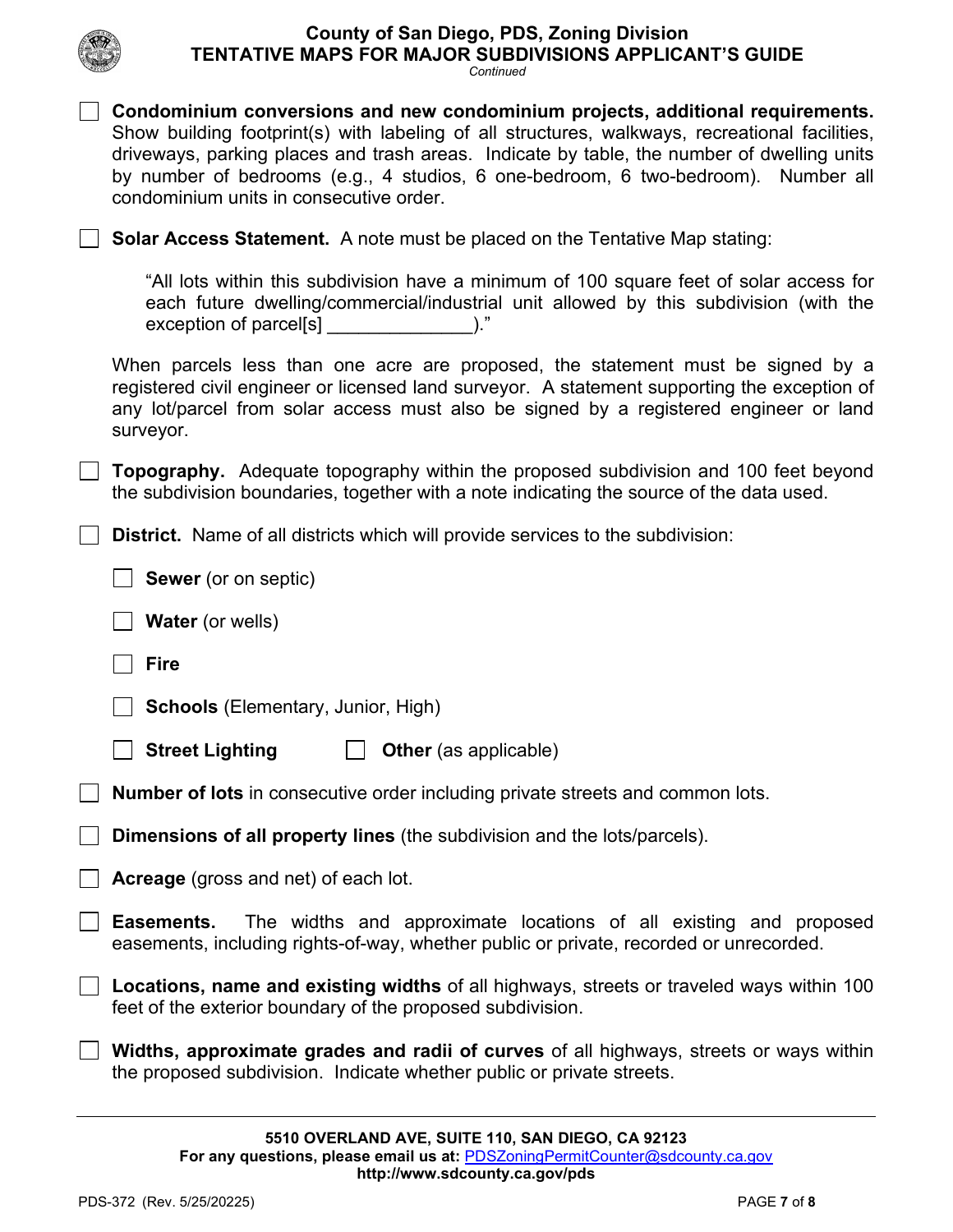- [ ] **Condominium conversions and new condominium projects, additional requirements.** Show building footprint(s) with labeling of all structures, walkways, recreational facilities, driveways, parking places and trash areas. Indicate by table, the number of dwelling units by number of bedrooms (e.g., 4 studios, 6 one-bedroom, 6 two-bedroom). Number all condominium units in consecutive order.

- [ ] **Solar Access Statement.** A note must be placed on the Tentative Map stating:

  "All lots within this subdivision have a minimum of 100 square feet of solar access for each future dwelling/commercial/industrial unit allowed by this subdivision (with the exception of parcel[s] ______________)."

  When parcels less than one acre are proposed, the statement must be signed by a registered civil engineer or licensed land surveyor. A statement supporting the exception of any lot/parcel from solar access must also be signed by a registered engineer or land surveyor.

- [ ] **Topography.** Adequate topography within the proposed subdivision and 100 feet beyond the subdivision boundaries, together with a note indicating the source of the data used.

- [ ] **District.** Name of all districts which will provide services to the subdivision:

  - [ ] **Sewer** (or on septic)
  - [ ] **Water** (or wells)
  - [ ] **Fire**
  - [ ] **Schools** (Elementary, Junior, High)
  - [ ] **Street Lighting**
  - [ ] **Other** (as applicable)

- [ ] **Number of lots** in consecutive order including private streets and common lots.

- [ ] **Dimensions of all property lines** (the subdivision and the lots/parcels).

- [ ] **Acreage** (gross and net) of each lot.

- [ ] **Easements.** The widths and approximate locations of all existing and proposed easements, including rights-of-way, whether public or private, recorded or unrecorded.

- [ ] **Locations, name and existing widths** of all highways, streets or traveled ways within 100 feet of the exterior boundary of the proposed subdivision.

- [ ] **Widths, approximate grades and radii of curves** of all highways, streets or ways within the proposed subdivision. Indicate whether public or private streets.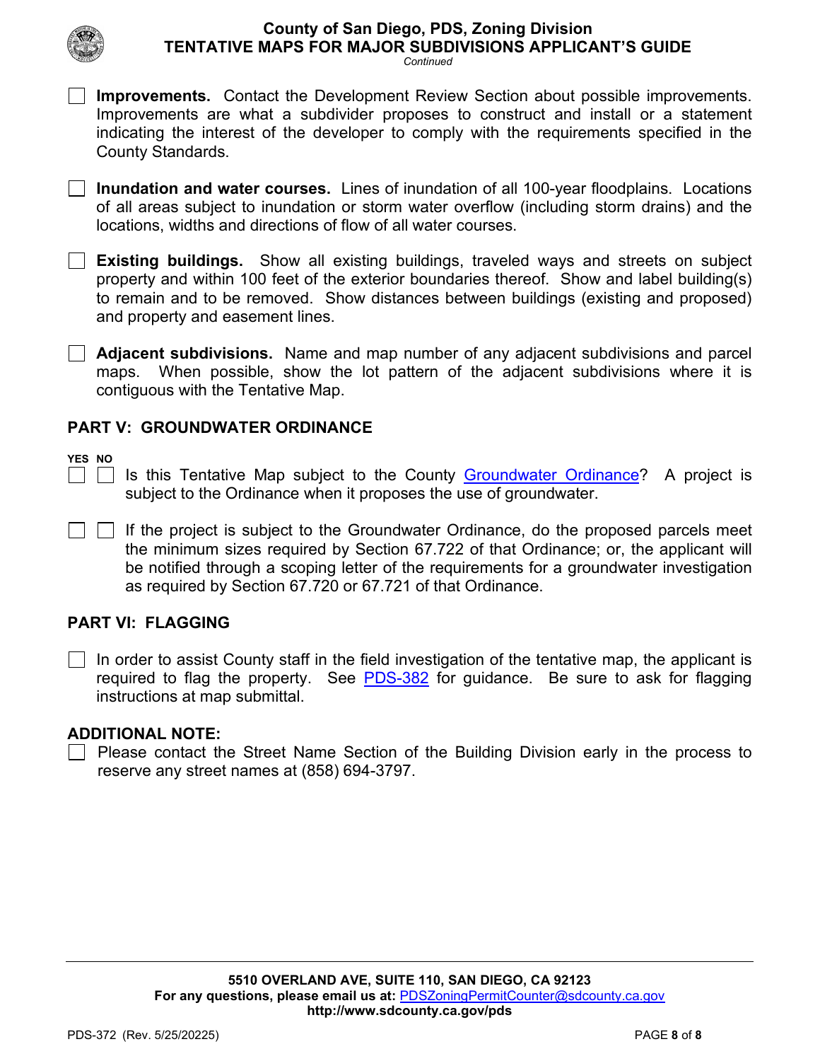- [ ] **Improvements.** Contact the Development Review Section about possible improvements. Improvements are what a subdivider proposes to construct and install or a statement indicating the interest of the developer to comply with the requirements specified in the County Standards.

- [ ] **Inundation and water courses.** Lines of inundation of all 100-year floodplains. Locations of all areas subject to inundation or storm water overflow (including storm drains) and the locations, widths and directions of flow of all water courses.

- [ ] **Existing buildings.** Show all existing buildings, traveled ways and streets on subject property and within 100 feet of the exterior boundaries thereof. Show and label building(s) to remain and to be removed. Show distances between buildings (existing and proposed) and property and easement lines.

- [ ] **Adjacent subdivisions.** Name and map number of any adjacent subdivisions and parcel maps. When possible, show the lot pattern of the adjacent subdivisions where it is contiguous with the Tentative Map.

## PART V: GROUNDWATER ORDINANCE

| YES | NO | |
|---|---|---|
| ☐ | ☐ | Is this Tentative Map subject to the County Groundwater Ordinance? A project is subject to the Ordinance when it proposes the use of groundwater. |
| ☐ | ☐ | If the project is subject to the Groundwater Ordinance, do the proposed parcels meet the minimum sizes required by Section 67.722 of that Ordinance; or, the applicant will be notified through a scoping letter of the requirements for a groundwater investigation as required by Section 67.720 or 67.721 of that Ordinance. |

## PART VI: FLAGGING

- [ ] In order to assist County staff in the field investigation of the tentative map, the applicant is required to flag the property. See PDS-382 for guidance. Be sure to ask for flagging instructions at map submittal.

## ADDITIONAL NOTE:

- [ ] Please contact the Street Name Section of the Building Division early in the process to reserve any street names at (858) 694-3797.

**5510 OVERLAND AVE, SUITE 110, SAN DIEGO, CA 92123**
**For any questions, please email us at:** PDSZoningPermitCounter@sdcounty.ca.gov
**http://www.sdcounty.ca.gov/pds**